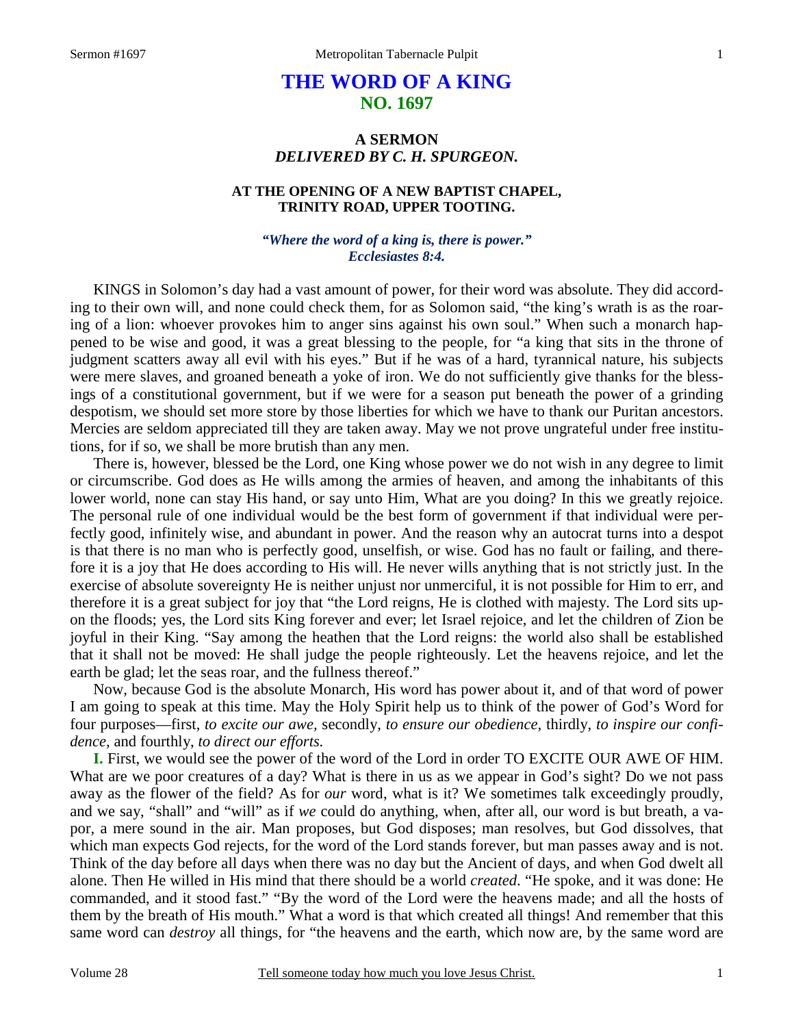# THE WORD OF A KING
## NO. 1697

### A SERMON
### *DELIVERED BY C. H. SPURGEON.*

#### AT THE OPENING OF A NEW BAPTIST CHAPEL, TRINITY ROAD, UPPER TOOTING.

***"Where the word of a king is, there is power." Ecclesiastes 8:4.***

KINGS in Solomon's day had a vast amount of power, for their word was absolute. They did according to their own will, and none could check them, for as Solomon said, "the king's wrath is as the roaring of a lion: whoever provokes him to anger sins against his own soul." When such a monarch happened to be wise and good, it was a great blessing to the people, for "a king that sits in the throne of judgment scatters away all evil with his eyes." But if he was of a hard, tyrannical nature, his subjects were mere slaves, and groaned beneath a yoke of iron. We do not sufficiently give thanks for the blessings of a constitutional government, but if we were for a season put beneath the power of a grinding despotism, we should set more store by those liberties for which we have to thank our Puritan ancestors. Mercies are seldom appreciated till they are taken away. May we not prove ungrateful under free institutions, for if so, we shall be more brutish than any men.

There is, however, blessed be the Lord, one King whose power we do not wish in any degree to limit or circumscribe. God does as He wills among the armies of heaven, and among the inhabitants of this lower world, none can stay His hand, or say unto Him, What are you doing? In this we greatly rejoice. The personal rule of one individual would be the best form of government if that individual were perfectly good, infinitely wise, and abundant in power. And the reason why an autocrat turns into a despot is that there is no man who is perfectly good, unselfish, or wise. God has no fault or failing, and therefore it is a joy that He does according to His will. He never wills anything that is not strictly just. In the exercise of absolute sovereignty He is neither unjust nor unmerciful, it is not possible for Him to err, and therefore it is a great subject for joy that "the Lord reigns, He is clothed with majesty. The Lord sits upon the floods; yes, the Lord sits King forever and ever; let Israel rejoice, and let the children of Zion be joyful in their King. "Say among the heathen that the Lord reigns: the world also shall be established that it shall not be moved: He shall judge the people righteously. Let the heavens rejoice, and let the earth be glad; let the seas roar, and the fullness thereof."

Now, because God is the absolute Monarch, His word has power about it, and of that word of power I am going to speak at this time. May the Holy Spirit help us to think of the power of God's Word for four purposes—first, *to excite our awe,* secondly, *to ensure our obedience,* thirdly, *to inspire our confidence*, and fourthly, *to direct our efforts.*

**I.** First, we would see the power of the word of the Lord in order TO EXCITE OUR AWE OF HIM. What are we poor creatures of a day? What is there in us as we appear in God's sight? Do we not pass away as the flower of the field? As for *our* word, what is it? We sometimes talk exceedingly proudly, and we say, "shall" and "will" as if *we* could do anything, when, after all, our word is but breath, a vapor, a mere sound in the air. Man proposes, but God disposes; man resolves, but God dissolves, that which man expects God rejects, for the word of the Lord stands forever, but man passes away and is not. Think of the day before all days when there was no day but the Ancient of days, and when God dwelt all alone. Then He willed in His mind that there should be a world *created.* "He spoke, and it was done: He commanded, and it stood fast." "By the word of the Lord were the heavens made; and all the hosts of them by the breath of His mouth." What a word is that which created all things! And remember that this same word can *destroy* all things, for "the heavens and the earth, which now are, by the same word are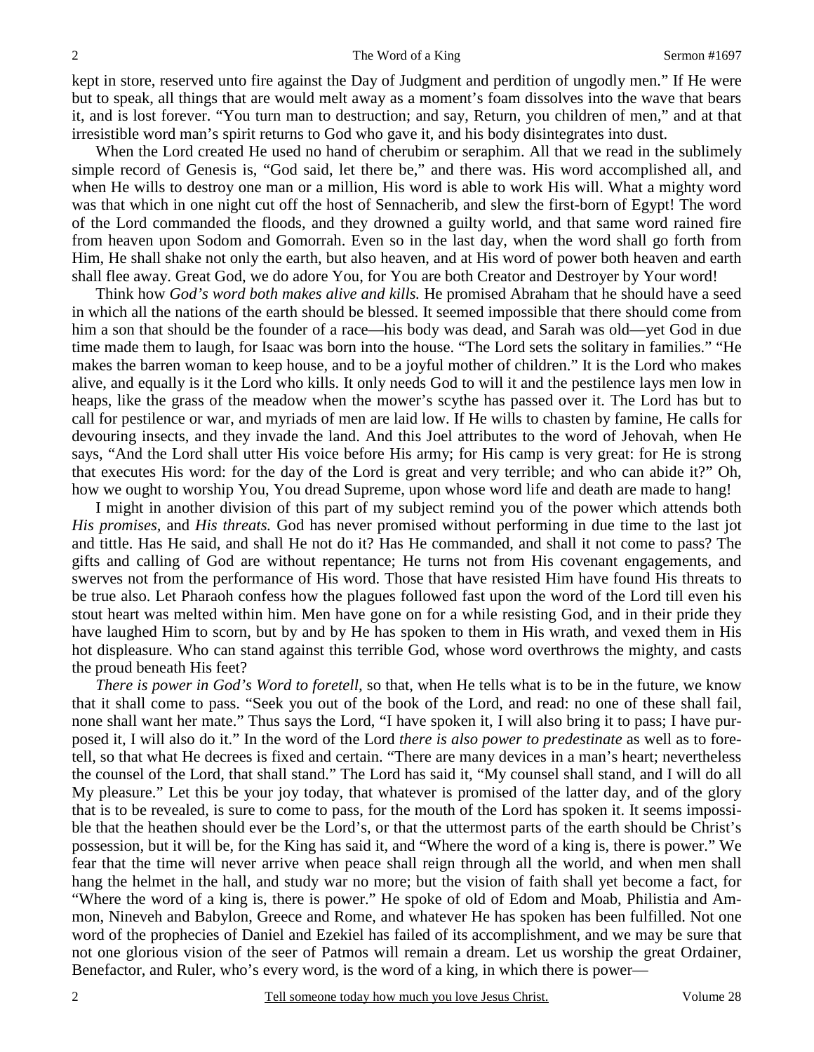kept in store, reserved unto fire against the Day of Judgment and perdition of ungodly men." If He were but to speak, all things that are would melt away as a moment's foam dissolves into the wave that bears it, and is lost forever. "You turn man to destruction; and say, Return, you children of men," and at that irresistible word man's spirit returns to God who gave it, and his body disintegrates into dust.

When the Lord created He used no hand of cherubim or seraphim. All that we read in the sublimely simple record of Genesis is, "God said, let there be," and there was. His word accomplished all, and when He wills to destroy one man or a million, His word is able to work His will. What a mighty word was that which in one night cut off the host of Sennacherib, and slew the first-born of Egypt! The word of the Lord commanded the floods, and they drowned a guilty world, and that same word rained fire from heaven upon Sodom and Gomorrah. Even so in the last day, when the word shall go forth from Him, He shall shake not only the earth, but also heaven, and at His word of power both heaven and earth shall flee away. Great God, we do adore You, for You are both Creator and Destroyer by Your word!

Think how *God's word both makes alive and kills.* He promised Abraham that he should have a seed in which all the nations of the earth should be blessed. It seemed impossible that there should come from him a son that should be the founder of a race—his body was dead, and Sarah was old—yet God in due time made them to laugh, for Isaac was born into the house. "The Lord sets the solitary in families." "He makes the barren woman to keep house, and to be a joyful mother of children." It is the Lord who makes alive, and equally is it the Lord who kills. It only needs God to will it and the pestilence lays men low in heaps, like the grass of the meadow when the mower's scythe has passed over it. The Lord has but to call for pestilence or war, and myriads of men are laid low. If He wills to chasten by famine, He calls for devouring insects, and they invade the land. And this Joel attributes to the word of Jehovah, when He says, "And the Lord shall utter His voice before His army; for His camp is very great: for He is strong that executes His word: for the day of the Lord is great and very terrible; and who can abide it?" Oh, how we ought to worship You, You dread Supreme, upon whose word life and death are made to hang!

I might in another division of this part of my subject remind you of the power which attends both *His promises,* and *His threats.* God has never promised without performing in due time to the last jot and tittle. Has He said, and shall He not do it? Has He commanded, and shall it not come to pass? The gifts and calling of God are without repentance; He turns not from His covenant engagements, and swerves not from the performance of His word. Those that have resisted Him have found His threats to be true also. Let Pharaoh confess how the plagues followed fast upon the word of the Lord till even his stout heart was melted within him. Men have gone on for a while resisting God, and in their pride they have laughed Him to scorn, but by and by He has spoken to them in His wrath, and vexed them in His hot displeasure. Who can stand against this terrible God, whose word overthrows the mighty, and casts the proud beneath His feet?

*There is power in God's Word to foretell,* so that, when He tells what is to be in the future, we know that it shall come to pass. "Seek you out of the book of the Lord, and read: no one of these shall fail, none shall want her mate." Thus says the Lord, "I have spoken it, I will also bring it to pass; I have purposed it, I will also do it." In the word of the Lord *there is also power to predestinate* as well as to foretell, so that what He decrees is fixed and certain. "There are many devices in a man's heart; nevertheless the counsel of the Lord, that shall stand." The Lord has said it, "My counsel shall stand, and I will do all My pleasure." Let this be your joy today, that whatever is promised of the latter day, and of the glory that is to be revealed, is sure to come to pass, for the mouth of the Lord has spoken it. It seems impossible that the heathen should ever be the Lord's, or that the uttermost parts of the earth should be Christ's possession, but it will be, for the King has said it, and "Where the word of a king is, there is power." We fear that the time will never arrive when peace shall reign through all the world, and when men shall hang the helmet in the hall, and study war no more; but the vision of faith shall yet become a fact, for "Where the word of a king is, there is power." He spoke of old of Edom and Moab, Philistia and Ammon, Nineveh and Babylon, Greece and Rome, and whatever He has spoken has been fulfilled. Not one word of the prophecies of Daniel and Ezekiel has failed of its accomplishment, and we may be sure that not one glorious vision of the seer of Patmos will remain a dream. Let us worship the great Ordainer, Benefactor, and Ruler, who's every word, is the word of a king, in which there is power—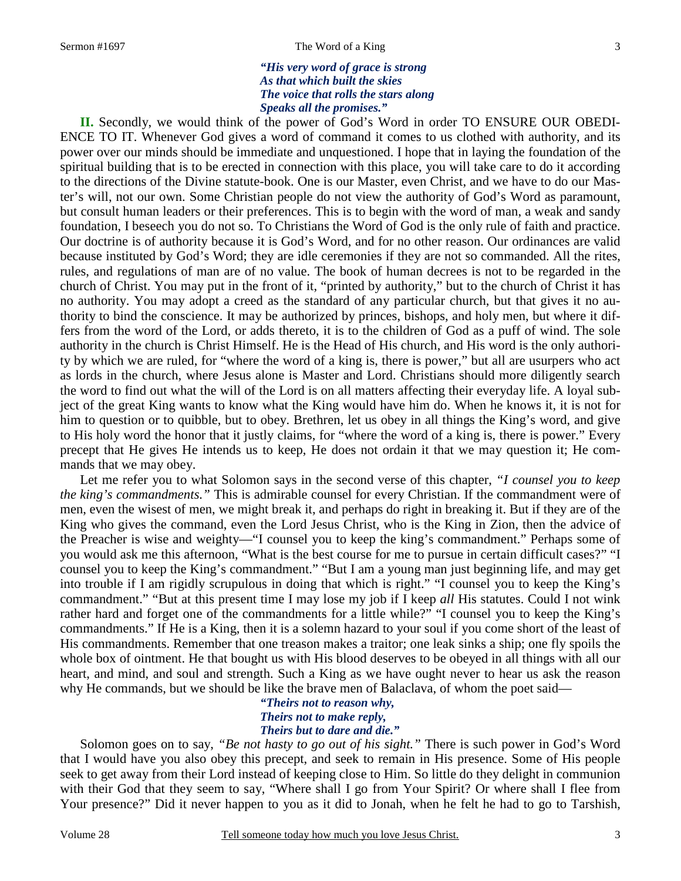*"His very word of grace is strong*
*As that which built the skies*
*The voice that rolls the stars along*
*Speaks all the promises."*

**II.** Secondly, we would think of the power of God's Word in order TO ENSURE OUR OBEDIENCE TO IT. Whenever God gives a word of command it comes to us clothed with authority, and its power over our minds should be immediate and unquestioned. I hope that in laying the foundation of the spiritual building that is to be erected in connection with this place, you will take care to do it according to the directions of the Divine statute-book. One is our Master, even Christ, and we have to do our Master's will, not our own. Some Christian people do not view the authority of God's Word as paramount, but consult human leaders or their preferences. This is to begin with the word of man, a weak and sandy foundation, I beseech you do not so. To Christians the Word of God is the only rule of faith and practice. Our doctrine is of authority because it is God's Word, and for no other reason. Our ordinances are valid because instituted by God's Word; they are idle ceremonies if they are not so commanded. All the rites, rules, and regulations of man are of no value. The book of human decrees is not to be regarded in the church of Christ. You may put in the front of it, "printed by authority," but to the church of Christ it has no authority. You may adopt a creed as the standard of any particular church, but that gives it no authority to bind the conscience. It may be authorized by princes, bishops, and holy men, but where it differs from the word of the Lord, or adds thereto, it is to the children of God as a puff of wind. The sole authority in the church is Christ Himself. He is the Head of His church, and His word is the only authority by which we are ruled, for "where the word of a king is, there is power," but all are usurpers who act as lords in the church, where Jesus alone is Master and Lord. Christians should more diligently search the word to find out what the will of the Lord is on all matters affecting their everyday life. A loyal subject of the great King wants to know what the King would have him do. When he knows it, it is not for him to question or to quibble, but to obey. Brethren, let us obey in all things the King's word, and give to His holy word the honor that it justly claims, for "where the word of a king is, there is power." Every precept that He gives He intends us to keep, He does not ordain it that we may question it; He commands that we may obey.

Let me refer you to what Solomon says in the second verse of this chapter, *"I counsel you to keep the king's commandments."* This is admirable counsel for every Christian. If the commandment were of men, even the wisest of men, we might break it, and perhaps do right in breaking it. But if they are of the King who gives the command, even the Lord Jesus Christ, who is the King in Zion, then the advice of the Preacher is wise and weighty—"I counsel you to keep the king's commandment." Perhaps some of you would ask me this afternoon, "What is the best course for me to pursue in certain difficult cases?" "I counsel you to keep the King's commandment." "But I am a young man just beginning life, and may get into trouble if I am rigidly scrupulous in doing that which is right." "I counsel you to keep the King's commandment." "But at this present time I may lose my job if I keep *all* His statutes. Could I not wink rather hard and forget one of the commandments for a little while?" "I counsel you to keep the King's commandments." If He is a King, then it is a solemn hazard to your soul if you come short of the least of His commandments. Remember that one treason makes a traitor; one leak sinks a ship; one fly spoils the whole box of ointment. He that bought us with His blood deserves to be obeyed in all things with all our heart, and mind, and soul and strength. Such a King as we have ought never to hear us ask the reason why He commands, but we should be like the brave men of Balaclava, of whom the poet said—

*"Theirs not to reason why,*
*Theirs not to make reply,*
*Theirs but to dare and die."*

Solomon goes on to say, *"Be not hasty to go out of his sight."* There is such power in God's Word that I would have you also obey this precept, and seek to remain in His presence. Some of His people seek to get away from their Lord instead of keeping close to Him. So little do they delight in communion with their God that they seem to say, "Where shall I go from Your Spirit? Or where shall I flee from Your presence?" Did it never happen to you as it did to Jonah, when he felt he had to go to Tarshish,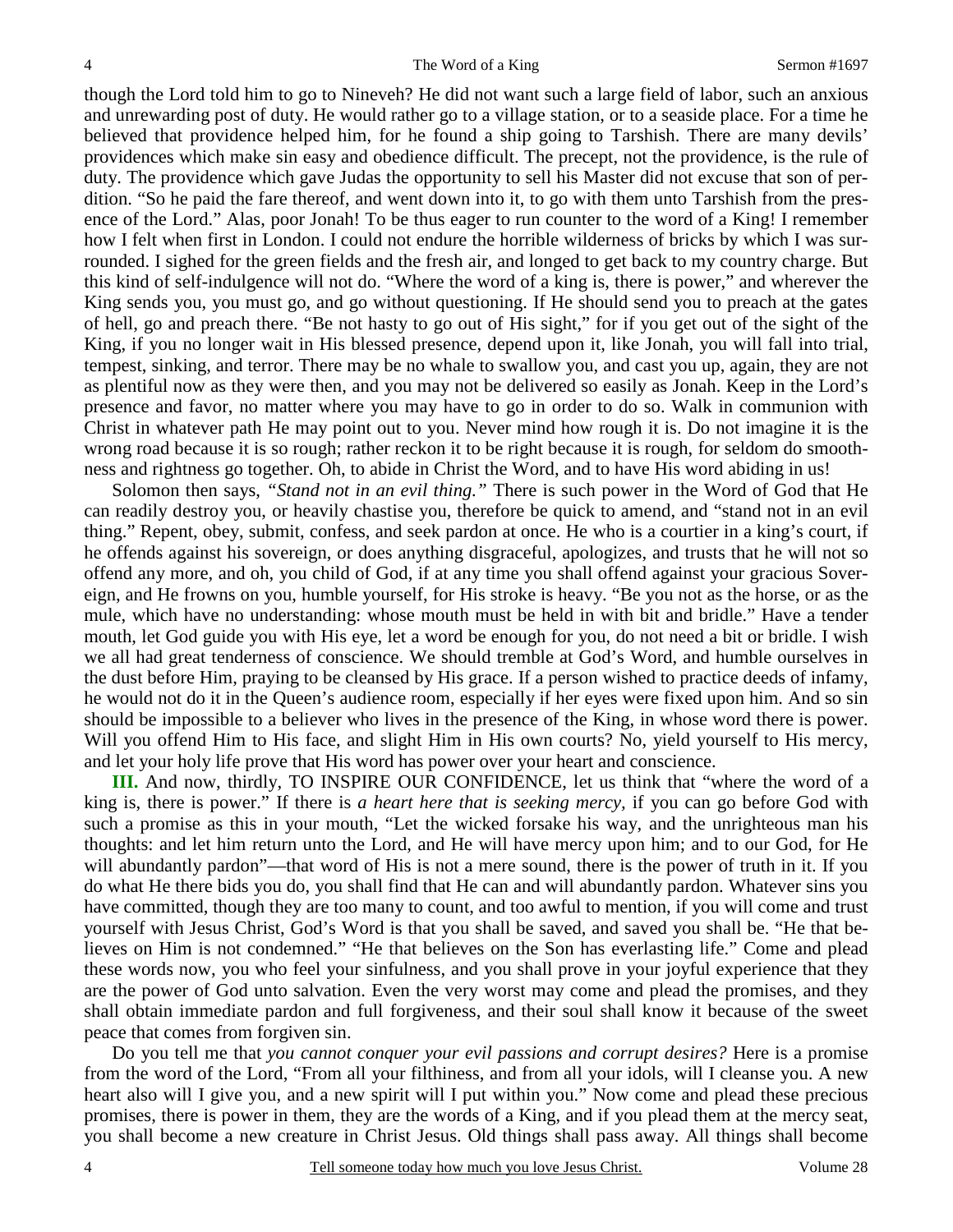though the Lord told him to go to Nineveh? He did not want such a large field of labor, such an anxious and unrewarding post of duty. He would rather go to a village station, or to a seaside place. For a time he believed that providence helped him, for he found a ship going to Tarshish. There are many devils' providences which make sin easy and obedience difficult. The precept, not the providence, is the rule of duty. The providence which gave Judas the opportunity to sell his Master did not excuse that son of perdition. "So he paid the fare thereof, and went down into it, to go with them unto Tarshish from the presence of the Lord." Alas, poor Jonah! To be thus eager to run counter to the word of a King! I remember how I felt when first in London. I could not endure the horrible wilderness of bricks by which I was surrounded. I sighed for the green fields and the fresh air, and longed to get back to my country charge. But this kind of self-indulgence will not do. "Where the word of a king is, there is power," and wherever the King sends you, you must go, and go without questioning. If He should send you to preach at the gates of hell, go and preach there. "Be not hasty to go out of His sight," for if you get out of the sight of the King, if you no longer wait in His blessed presence, depend upon it, like Jonah, you will fall into trial, tempest, sinking, and terror. There may be no whale to swallow you, and cast you up, again, they are not as plentiful now as they were then, and you may not be delivered so easily as Jonah. Keep in the Lord's presence and favor, no matter where you may have to go in order to do so. Walk in communion with Christ in whatever path He may point out to you. Never mind how rough it is. Do not imagine it is the wrong road because it is so rough; rather reckon it to be right because it is rough, for seldom do smoothness and rightness go together. Oh, to abide in Christ the Word, and to have His word abiding in us!

Solomon then says, *"Stand not in an evil thing."* There is such power in the Word of God that He can readily destroy you, or heavily chastise you, therefore be quick to amend, and "stand not in an evil thing." Repent, obey, submit, confess, and seek pardon at once. He who is a courtier in a king's court, if he offends against his sovereign, or does anything disgraceful, apologizes, and trusts that he will not so offend any more, and oh, you child of God, if at any time you shall offend against your gracious Sovereign, and He frowns on you, humble yourself, for His stroke is heavy. "Be you not as the horse, or as the mule, which have no understanding: whose mouth must be held in with bit and bridle." Have a tender mouth, let God guide you with His eye, let a word be enough for you, do not need a bit or bridle. I wish we all had great tenderness of conscience. We should tremble at God's Word, and humble ourselves in the dust before Him, praying to be cleansed by His grace. If a person wished to practice deeds of infamy, he would not do it in the Queen's audience room, especially if her eyes were fixed upon him. And so sin should be impossible to a believer who lives in the presence of the King, in whose word there is power. Will you offend Him to His face, and slight Him in His own courts? No, yield yourself to His mercy, and let your holy life prove that His word has power over your heart and conscience.

**III.** And now, thirdly, TO INSPIRE OUR CONFIDENCE, let us think that "where the word of a king is, there is power." If there is *a heart here that is seeking mercy,* if you can go before God with such a promise as this in your mouth, "Let the wicked forsake his way, and the unrighteous man his thoughts: and let him return unto the Lord, and He will have mercy upon him; and to our God, for He will abundantly pardon"—that word of His is not a mere sound, there is the power of truth in it. If you do what He there bids you do, you shall find that He can and will abundantly pardon. Whatever sins you have committed, though they are too many to count, and too awful to mention, if you will come and trust yourself with Jesus Christ, God's Word is that you shall be saved, and saved you shall be. "He that believes on Him is not condemned." "He that believes on the Son has everlasting life." Come and plead these words now, you who feel your sinfulness, and you shall prove in your joyful experience that they are the power of God unto salvation. Even the very worst may come and plead the promises, and they shall obtain immediate pardon and full forgiveness, and their soul shall know it because of the sweet peace that comes from forgiven sin.

Do you tell me that *you cannot conquer your evil passions and corrupt desires?* Here is a promise from the word of the Lord, "From all your filthiness, and from all your idols, will I cleanse you. A new heart also will I give you, and a new spirit will I put within you." Now come and plead these precious promises, there is power in them, they are the words of a King, and if you plead them at the mercy seat, you shall become a new creature in Christ Jesus. Old things shall pass away. All things shall become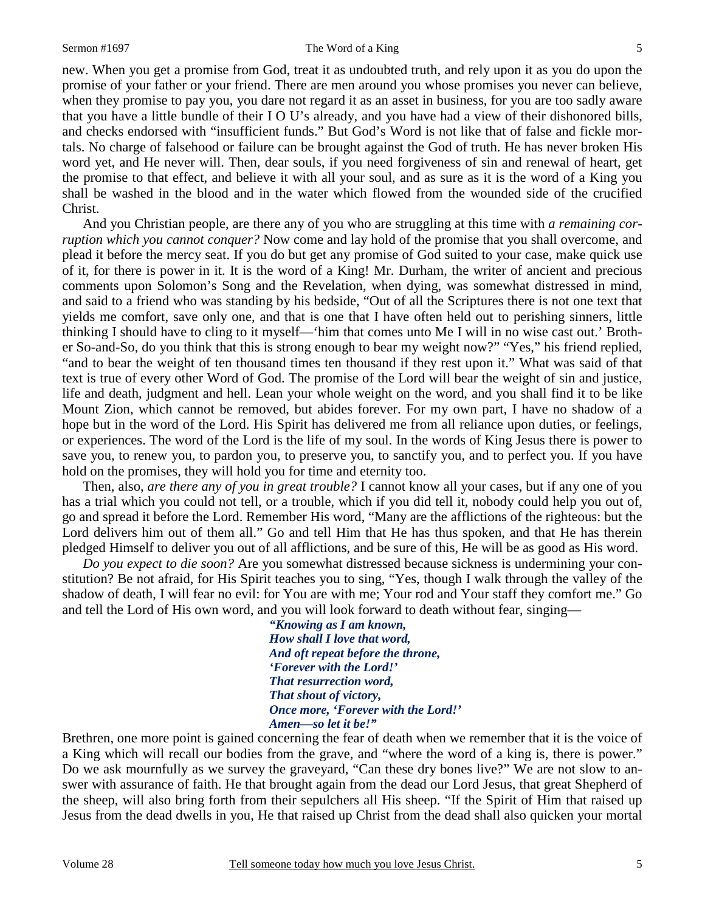new. When you get a promise from God, treat it as undoubted truth, and rely upon it as you do upon the promise of your father or your friend. There are men around you whose promises you never can believe, when they promise to pay you, you dare not regard it as an asset in business, for you are too sadly aware that you have a little bundle of their I O U's already, and you have had a view of their dishonored bills, and checks endorsed with "insufficient funds." But God's Word is not like that of false and fickle mortals. No charge of falsehood or failure can be brought against the God of truth. He has never broken His word yet, and He never will. Then, dear souls, if you need forgiveness of sin and renewal of heart, get the promise to that effect, and believe it with all your soul, and as sure as it is the word of a King you shall be washed in the blood and in the water which flowed from the wounded side of the crucified Christ.

And you Christian people, are there any of you who are struggling at this time with *a remaining corruption which you cannot conquer?* Now come and lay hold of the promise that you shall overcome, and plead it before the mercy seat. If you do but get any promise of God suited to your case, make quick use of it, for there is power in it. It is the word of a King! Mr. Durham, the writer of ancient and precious comments upon Solomon's Song and the Revelation, when dying, was somewhat distressed in mind, and said to a friend who was standing by his bedside, "Out of all the Scriptures there is not one text that yields me comfort, save only one, and that is one that I have often held out to perishing sinners, little thinking I should have to cling to it myself—'him that comes unto Me I will in no wise cast out.' Brother So-and-So, do you think that this is strong enough to bear my weight now?" "Yes," his friend replied, "and to bear the weight of ten thousand times ten thousand if they rest upon it." What was said of that text is true of every other Word of God. The promise of the Lord will bear the weight of sin and justice, life and death, judgment and hell. Lean your whole weight on the word, and you shall find it to be like Mount Zion, which cannot be removed, but abides forever. For my own part, I have no shadow of a hope but in the word of the Lord. His Spirit has delivered me from all reliance upon duties, or feelings, or experiences. The word of the Lord is the life of my soul. In the words of King Jesus there is power to save you, to renew you, to pardon you, to preserve you, to sanctify you, and to perfect you. If you have hold on the promises, they will hold you for time and eternity too.

Then, also, *are there any of you in great trouble?* I cannot know all your cases, but if any one of you has a trial which you could not tell, or a trouble, which if you did tell it, nobody could help you out of, go and spread it before the Lord. Remember His word, "Many are the afflictions of the righteous: but the Lord delivers him out of them all." Go and tell Him that He has thus spoken, and that He has therein pledged Himself to deliver you out of all afflictions, and be sure of this, He will be as good as His word.

*Do you expect to die soon?* Are you somewhat distressed because sickness is undermining your constitution? Be not afraid, for His Spirit teaches you to sing, "Yes, though I walk through the valley of the shadow of death, I will fear no evil: for You are with me; Your rod and Your staff they comfort me." Go and tell the Lord of His own word, and you will look forward to death without fear, singing—

> ***"Knowing as I am known,***
> ***How shall I love that word,***
> ***And oft repeat before the throne,***
> ***'Forever with the Lord!'***
> ***That resurrection word,***
> ***That shout of victory,***
> ***Once more, 'Forever with the Lord!'***
> ***Amen—so let it be!"***

Brethren, one more point is gained concerning the fear of death when we remember that it is the voice of a King which will recall our bodies from the grave, and "where the word of a king is, there is power." Do we ask mournfully as we survey the graveyard, "Can these dry bones live?" We are not slow to answer with assurance of faith. He that brought again from the dead our Lord Jesus, that great Shepherd of the sheep, will also bring forth from their sepulchers all His sheep. "If the Spirit of Him that raised up Jesus from the dead dwells in you, He that raised up Christ from the dead shall also quicken your mortal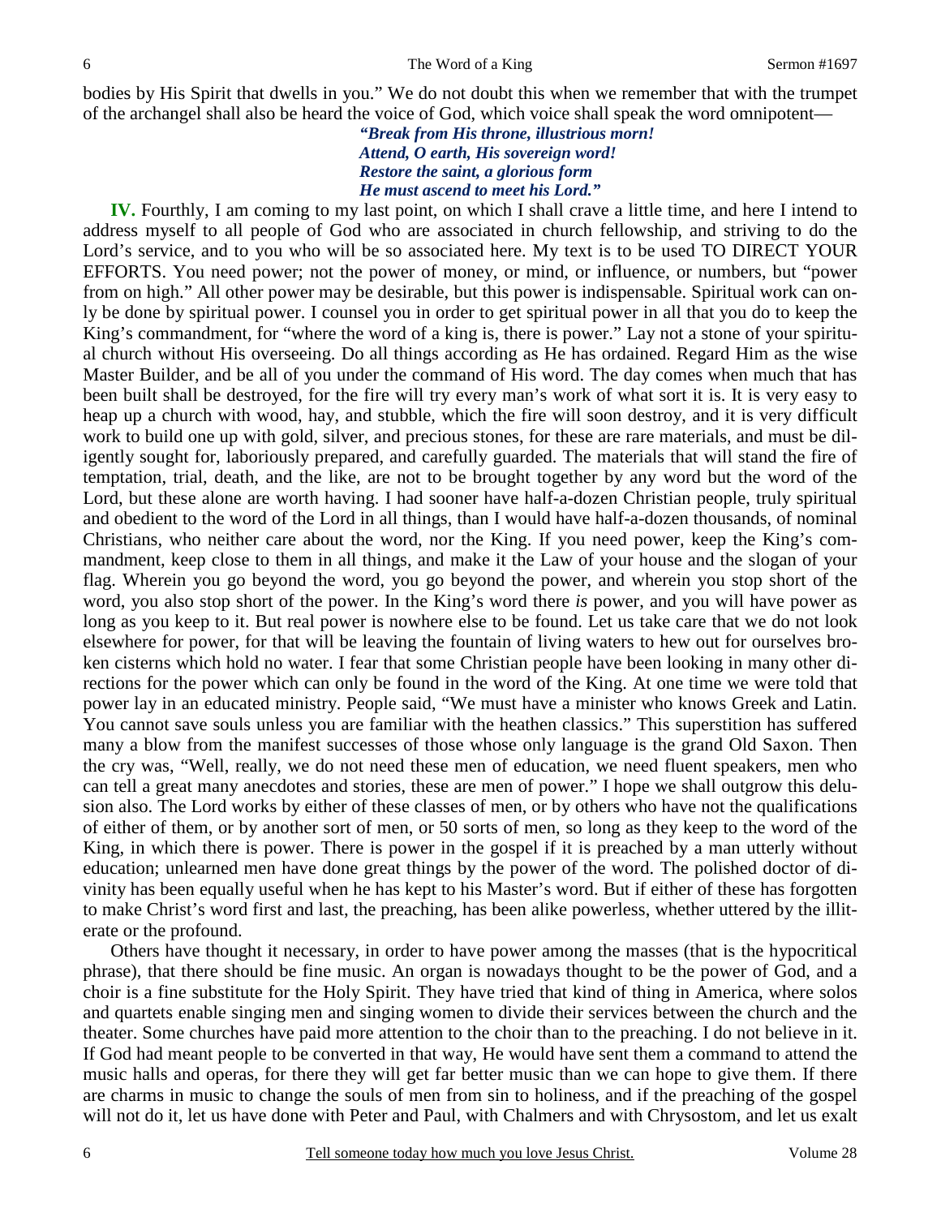bodies by His Spirit that dwells in you." We do not doubt this when we remember that with the trumpet of the archangel shall also be heard the voice of God, which voice shall speak the word omnipotent—

> *"Break from His throne, illustrious morn!*
> *Attend, O earth, His sovereign word!*
> *Restore the saint, a glorious form*
> *He must ascend to meet his Lord."*

**IV.** Fourthly, I am coming to my last point, on which I shall crave a little time, and here I intend to address myself to all people of God who are associated in church fellowship, and striving to do the Lord's service, and to you who will be so associated here. My text is to be used TO DIRECT YOUR EFFORTS. You need power; not the power of money, or mind, or influence, or numbers, but "power from on high." All other power may be desirable, but this power is indispensable. Spiritual work can only be done by spiritual power. I counsel you in order to get spiritual power in all that you do to keep the King's commandment, for "where the word of a king is, there is power." Lay not a stone of your spiritual church without His overseeing. Do all things according as He has ordained. Regard Him as the wise Master Builder, and be all of you under the command of His word. The day comes when much that has been built shall be destroyed, for the fire will try every man's work of what sort it is. It is very easy to heap up a church with wood, hay, and stubble, which the fire will soon destroy, and it is very difficult work to build one up with gold, silver, and precious stones, for these are rare materials, and must be diligently sought for, laboriously prepared, and carefully guarded. The materials that will stand the fire of temptation, trial, death, and the like, are not to be brought together by any word but the word of the Lord, but these alone are worth having. I had sooner have half-a-dozen Christian people, truly spiritual and obedient to the word of the Lord in all things, than I would have half-a-dozen thousands, of nominal Christians, who neither care about the word, nor the King. If you need power, keep the King's commandment, keep close to them in all things, and make it the Law of your house and the slogan of your flag. Wherein you go beyond the word, you go beyond the power, and wherein you stop short of the word, you also stop short of the power. In the King's word there *is* power, and you will have power as long as you keep to it. But real power is nowhere else to be found. Let us take care that we do not look elsewhere for power, for that will be leaving the fountain of living waters to hew out for ourselves broken cisterns which hold no water. I fear that some Christian people have been looking in many other directions for the power which can only be found in the word of the King. At one time we were told that power lay in an educated ministry. People said, "We must have a minister who knows Greek and Latin. You cannot save souls unless you are familiar with the heathen classics." This superstition has suffered many a blow from the manifest successes of those whose only language is the grand Old Saxon. Then the cry was, "Well, really, we do not need these men of education, we need fluent speakers, men who can tell a great many anecdotes and stories, these are men of power." I hope we shall outgrow this delusion also. The Lord works by either of these classes of men, or by others who have not the qualifications of either of them, or by another sort of men, or 50 sorts of men, so long as they keep to the word of the King, in which there is power. There is power in the gospel if it is preached by a man utterly without education; unlearned men have done great things by the power of the word. The polished doctor of divinity has been equally useful when he has kept to his Master's word. But if either of these has forgotten to make Christ's word first and last, the preaching, has been alike powerless, whether uttered by the illiterate or the profound.

Others have thought it necessary, in order to have power among the masses (that is the hypocritical phrase), that there should be fine music. An organ is nowadays thought to be the power of God, and a choir is a fine substitute for the Holy Spirit. They have tried that kind of thing in America, where solos and quartets enable singing men and singing women to divide their services between the church and the theater. Some churches have paid more attention to the choir than to the preaching. I do not believe in it. If God had meant people to be converted in that way, He would have sent them a command to attend the music halls and operas, for there they will get far better music than we can hope to give them. If there are charms in music to change the souls of men from sin to holiness, and if the preaching of the gospel will not do it, let us have done with Peter and Paul, with Chalmers and with Chrysostom, and let us exalt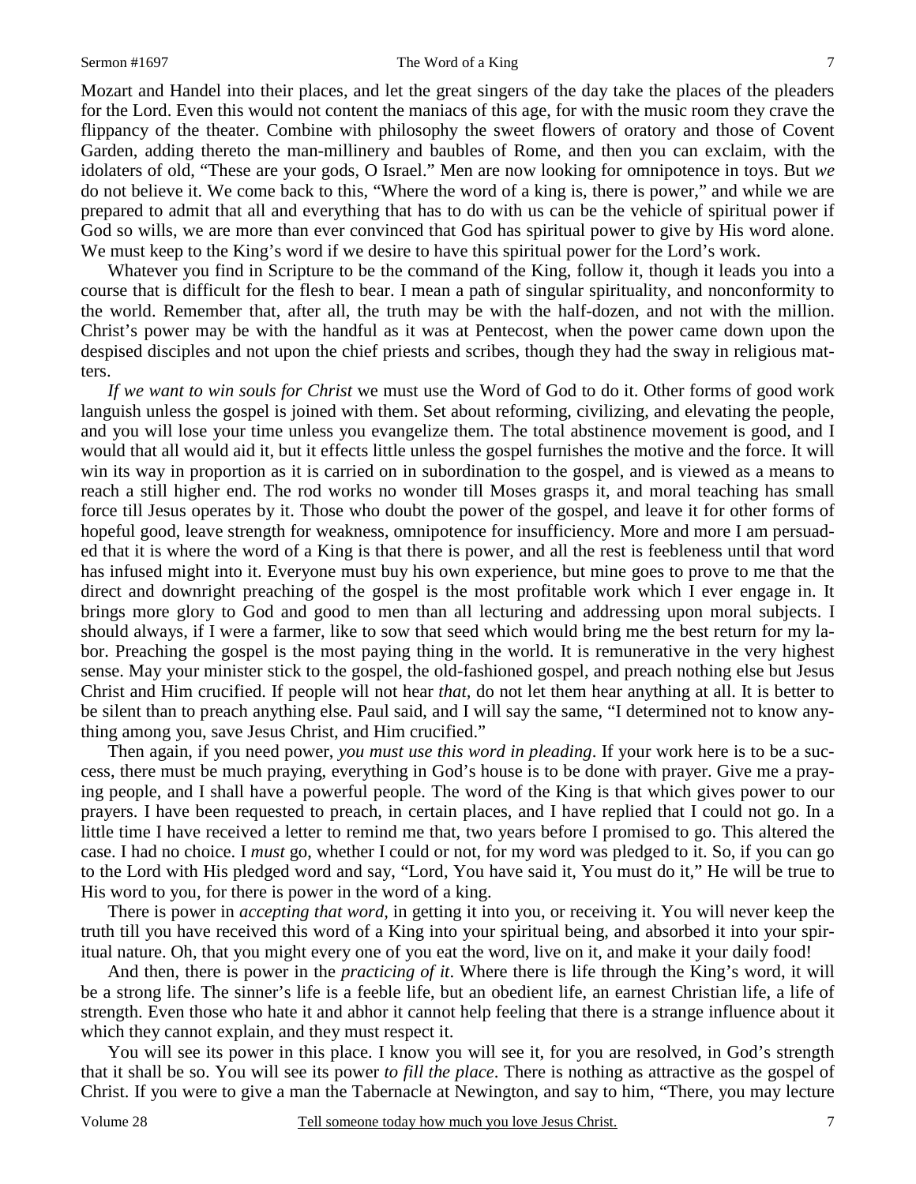Mozart and Handel into their places, and let the great singers of the day take the places of the pleaders for the Lord. Even this would not content the maniacs of this age, for with the music room they crave the flippancy of the theater. Combine with philosophy the sweet flowers of oratory and those of Covent Garden, adding thereto the man-millinery and baubles of Rome, and then you can exclaim, with the idolaters of old, "These are your gods, O Israel." Men are now looking for omnipotence in toys. But *we* do not believe it. We come back to this, "Where the word of a king is, there is power," and while we are prepared to admit that all and everything that has to do with us can be the vehicle of spiritual power if God so wills, we are more than ever convinced that God has spiritual power to give by His word alone. We must keep to the King's word if we desire to have this spiritual power for the Lord's work.

Whatever you find in Scripture to be the command of the King, follow it, though it leads you into a course that is difficult for the flesh to bear. I mean a path of singular spirituality, and nonconformity to the world. Remember that, after all, the truth may be with the half-dozen, and not with the million. Christ's power may be with the handful as it was at Pentecost, when the power came down upon the despised disciples and not upon the chief priests and scribes, though they had the sway in religious matters.

*If we want to win souls for Christ* we must use the Word of God to do it. Other forms of good work languish unless the gospel is joined with them. Set about reforming, civilizing, and elevating the people, and you will lose your time unless you evangelize them. The total abstinence movement is good, and I would that all would aid it, but it effects little unless the gospel furnishes the motive and the force. It will win its way in proportion as it is carried on in subordination to the gospel, and is viewed as a means to reach a still higher end. The rod works no wonder till Moses grasps it, and moral teaching has small force till Jesus operates by it. Those who doubt the power of the gospel, and leave it for other forms of hopeful good, leave strength for weakness, omnipotence for insufficiency. More and more I am persuaded that it is where the word of a King is that there is power, and all the rest is feebleness until that word has infused might into it. Everyone must buy his own experience, but mine goes to prove to me that the direct and downright preaching of the gospel is the most profitable work which I ever engage in. It brings more glory to God and good to men than all lecturing and addressing upon moral subjects. I should always, if I were a farmer, like to sow that seed which would bring me the best return for my labor. Preaching the gospel is the most paying thing in the world. It is remunerative in the very highest sense. May your minister stick to the gospel, the old-fashioned gospel, and preach nothing else but Jesus Christ and Him crucified. If people will not hear *that*, do not let them hear anything at all. It is better to be silent than to preach anything else. Paul said, and I will say the same, "I determined not to know anything among you, save Jesus Christ, and Him crucified."

Then again, if you need power, *you must use this word in pleading*. If your work here is to be a success, there must be much praying, everything in God's house is to be done with prayer. Give me a praying people, and I shall have a powerful people. The word of the King is that which gives power to our prayers. I have been requested to preach, in certain places, and I have replied that I could not go. In a little time I have received a letter to remind me that, two years before I promised to go. This altered the case. I had no choice. I *must* go, whether I could or not, for my word was pledged to it. So, if you can go to the Lord with His pledged word and say, "Lord, You have said it, You must do it," He will be true to His word to you, for there is power in the word of a king.

There is power in *accepting that word*, in getting it into you, or receiving it. You will never keep the truth till you have received this word of a King into your spiritual being, and absorbed it into your spiritual nature. Oh, that you might every one of you eat the word, live on it, and make it your daily food!

And then, there is power in the *practicing of it*. Where there is life through the King's word, it will be a strong life. The sinner's life is a feeble life, but an obedient life, an earnest Christian life, a life of strength. Even those who hate it and abhor it cannot help feeling that there is a strange influence about it which they cannot explain, and they must respect it.

You will see its power in this place. I know you will see it, for you are resolved, in God's strength that it shall be so. You will see its power *to fill the place*. There is nothing as attractive as the gospel of Christ. If you were to give a man the Tabernacle at Newington, and say to him, "There, you may lecture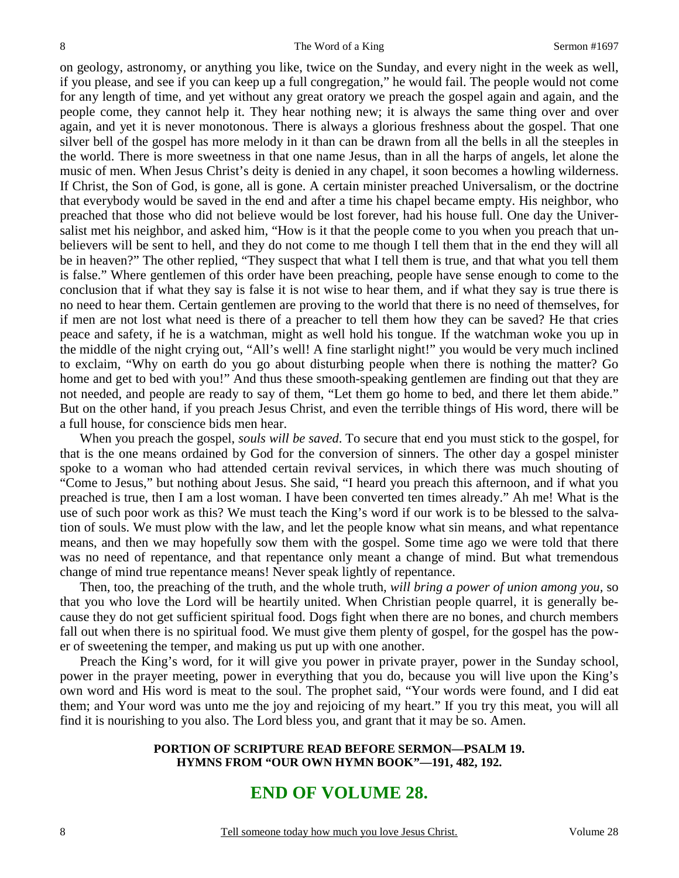on geology, astronomy, or anything you like, twice on the Sunday, and every night in the week as well, if you please, and see if you can keep up a full congregation," he would fail. The people would not come for any length of time, and yet without any great oratory we preach the gospel again and again, and the people come, they cannot help it. They hear nothing new; it is always the same thing over and over again, and yet it is never monotonous. There is always a glorious freshness about the gospel. That one silver bell of the gospel has more melody in it than can be drawn from all the bells in all the steeples in the world. There is more sweetness in that one name Jesus, than in all the harps of angels, let alone the music of men. When Jesus Christ's deity is denied in any chapel, it soon becomes a howling wilderness. If Christ, the Son of God, is gone, all is gone. A certain minister preached Universalism, or the doctrine that everybody would be saved in the end and after a time his chapel became empty. His neighbor, who preached that those who did not believe would be lost forever, had his house full. One day the Universalist met his neighbor, and asked him, "How is it that the people come to you when you preach that unbelievers will be sent to hell, and they do not come to me though I tell them that in the end they will all be in heaven?" The other replied, "They suspect that what I tell them is true, and that what you tell them is false." Where gentlemen of this order have been preaching, people have sense enough to come to the conclusion that if what they say is false it is not wise to hear them, and if what they say is true there is no need to hear them. Certain gentlemen are proving to the world that there is no need of themselves, for if men are not lost what need is there of a preacher to tell them how they can be saved? He that cries peace and safety, if he is a watchman, might as well hold his tongue. If the watchman woke you up in the middle of the night crying out, "All's well! A fine starlight night!" you would be very much inclined to exclaim, "Why on earth do you go about disturbing people when there is nothing the matter? Go home and get to bed with you!" And thus these smooth-speaking gentlemen are finding out that they are not needed, and people are ready to say of them, "Let them go home to bed, and there let them abide." But on the other hand, if you preach Jesus Christ, and even the terrible things of His word, there will be a full house, for conscience bids men hear.

When you preach the gospel, *souls will be saved*. To secure that end you must stick to the gospel, for that is the one means ordained by God for the conversion of sinners. The other day a gospel minister spoke to a woman who had attended certain revival services, in which there was much shouting of "Come to Jesus," but nothing about Jesus. She said, "I heard you preach this afternoon, and if what you preached is true, then I am a lost woman. I have been converted ten times already." Ah me! What is the use of such poor work as this? We must teach the King's word if our work is to be blessed to the salvation of souls. We must plow with the law, and let the people know what sin means, and what repentance means, and then we may hopefully sow them with the gospel. Some time ago we were told that there was no need of repentance, and that repentance only meant a change of mind. But what tremendous change of mind true repentance means! Never speak lightly of repentance.

Then, too, the preaching of the truth, and the whole truth, *will bring a power of union among you*, so that you who love the Lord will be heartily united. When Christian people quarrel, it is generally because they do not get sufficient spiritual food. Dogs fight when there are no bones, and church members fall out when there is no spiritual food. We must give them plenty of gospel, for the gospel has the power of sweetening the temper, and making us put up with one another.

Preach the King's word, for it will give you power in private prayer, power in the Sunday school, power in the prayer meeting, power in everything that you do, because you will live upon the King's own word and His word is meat to the soul. The prophet said, "Your words were found, and I did eat them; and Your word was unto me the joy and rejoicing of my heart." If you try this meat, you will all find it is nourishing to you also. The Lord bless you, and grant that it may be so. Amen.

**PORTION OF SCRIPTURE READ BEFORE SERMON—PSALM 19.**
**HYMNS FROM "OUR OWN HYMN BOOK"—191, 482, 192.**

# END OF VOLUME 28.

Tell someone today how much you love Jesus Christ.